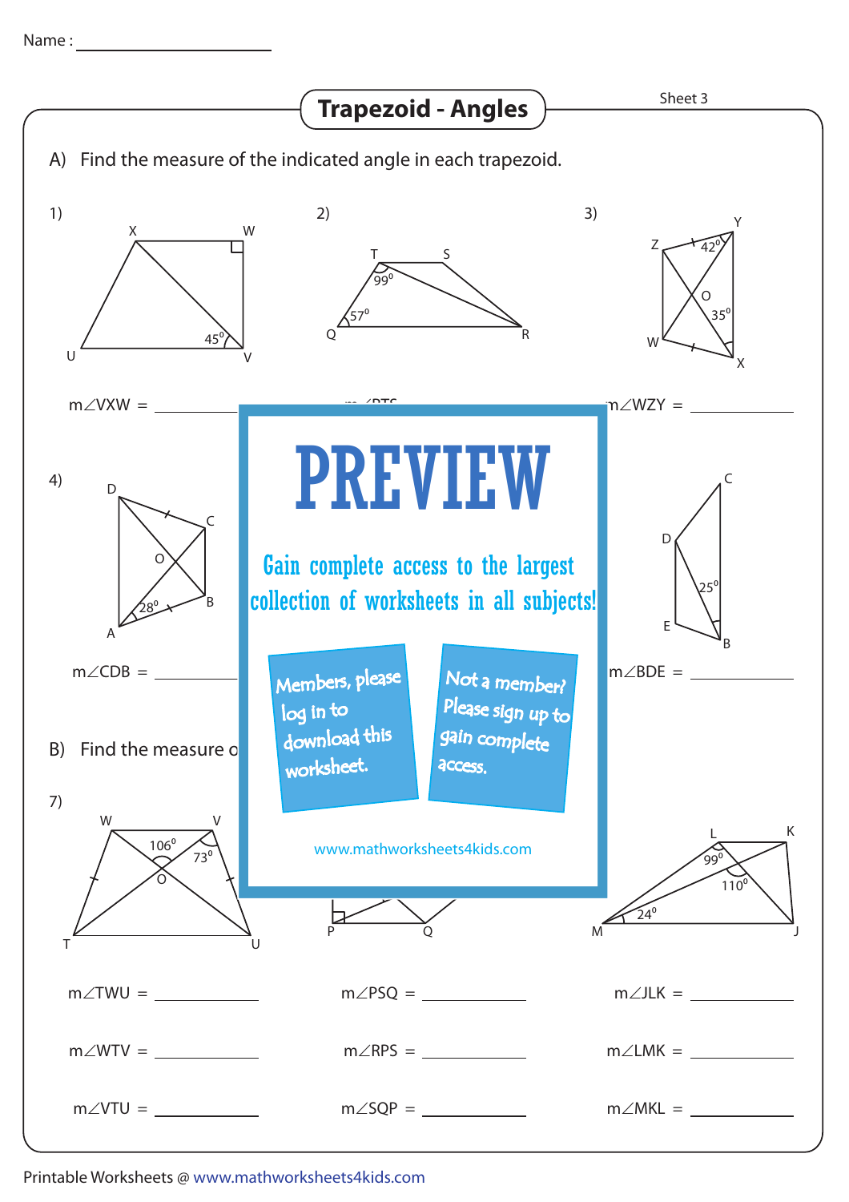Name :

# Trapezoid - Angles

Sheet 3

A) Find the measure of the indicated angle in each trapezoid.

1)

m∠VXW = 

2)

m∠RTS = 

3)

m∠WZY = 

4)

m∠CDB = 

6)

m∠BDE = 

# PREVIEW

Gain complete access to the largest collection of worksheets in all subjects!

Members, please log in to download this worksheet.

Not a member? Please sign up to gain complete access.

www.mathworksheets4kids.com

B) Find the measure o

7)

m∠TWU = 

m∠WTV = 

m∠VTU = 

8)

m∠PSQ = 

m∠RPS = 

m∠SQP = 

9)

m∠JLK = 

m∠LMK = 

m∠MKL = 

Printable Worksheets @ www.mathworksheets4kids.com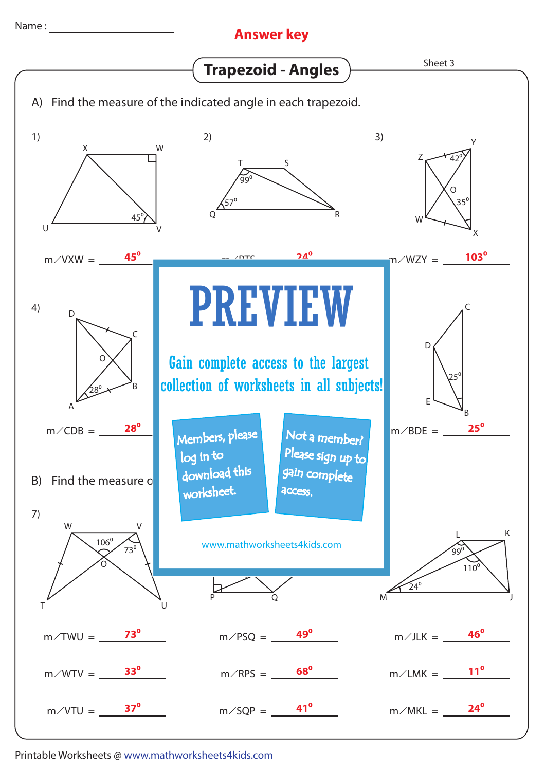Name : ____________________

**Answer key**

# Trapezoid - Angles

Sheet 3

A) Find the measure of the indicated angle in each trapezoid.

1)

X W U V $45^0$

$m\angle VXW$ = **$45^0$**

2)

T S Q R $99^0$ $57^0$

$m\angle RTS$ = **$24^0$**

3)

Z Y O W X $42^0$ $35^0$

$m\angle WZY$ = **$103^0$**

4)

D C O A B $28^0$

$m\angle CDB$ = **$28^0$**

C D E B $25^0$

$m\angle BDE$ = **$25^0$**

**PREVIEW**

Gain complete access to the largest collection of worksheets in all subjects!

Members, please log in to download this worksheet.

Not a member? Please sign up to gain complete access.

www.mathworksheets4kids.com

B) Find the measure o

7)

W V O T U $106^0$ $73^0$

$m\angle TWU$ = **$73^0$**

$m\angle WTV$ = **$33^0$**

$m\angle VTU$ = **$37^0$**

P Q

$m\angle PSQ$ = **$49^0$**

$m\angle RPS$ = **$68^0$**

$m\angle SQP$ = **$41^0$**

L K M J $99^0$ $110^0$ $24^0$

$m\angle JLK$ = **$46^0$**

$m\angle LMK$ = **$11^0$**

$m\angle MKL$ = **$24^0$**

Printable Worksheets @ www.mathworksheets4kids.com